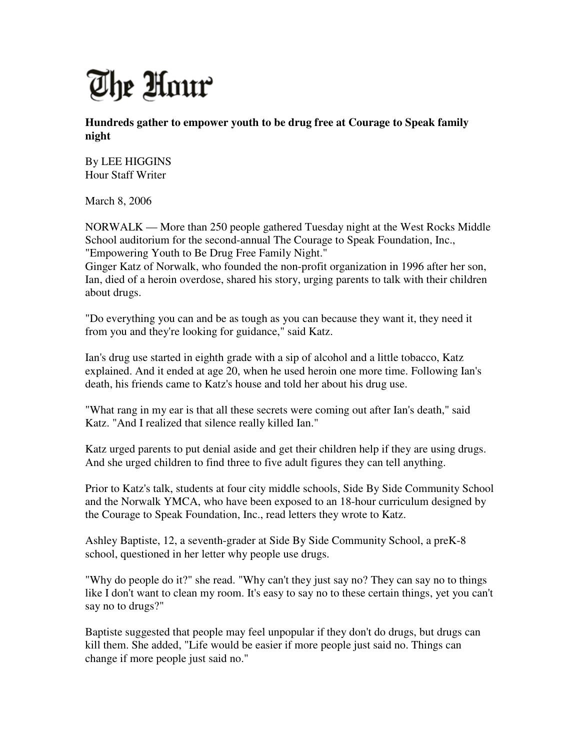# The Hour

**Hundreds gather to empower youth to be drug free at Courage to Speak family night**

By LEE HIGGINS
Hour Staff Writer

March 8, 2006

NORWALK — More than 250 people gathered Tuesday night at the West Rocks Middle School auditorium for the second-annual The Courage to Speak Foundation, Inc., "Empowering Youth to Be Drug Free Family Night."
Ginger Katz of Norwalk, who founded the non-profit organization in 1996 after her son, Ian, died of a heroin overdose, shared his story, urging parents to talk with their children about drugs.

"Do everything you can and be as tough as you can because they want it, they need it from you and they're looking for guidance," said Katz.

Ian's drug use started in eighth grade with a sip of alcohol and a little tobacco, Katz explained. And it ended at age 20, when he used heroin one more time. Following Ian's death, his friends came to Katz's house and told her about his drug use.

"What rang in my ear is that all these secrets were coming out after Ian's death," said Katz. "And I realized that silence really killed Ian."

Katz urged parents to put denial aside and get their children help if they are using drugs. And she urged children to find three to five adult figures they can tell anything.

Prior to Katz's talk, students at four city middle schools, Side By Side Community School and the Norwalk YMCA, who have been exposed to an 18-hour curriculum designed by the Courage to Speak Foundation, Inc., read letters they wrote to Katz.

Ashley Baptiste, 12, a seventh-grader at Side By Side Community School, a preK-8 school, questioned in her letter why people use drugs.

"Why do people do it?" she read. "Why can't they just say no? They can say no to things like I don't want to clean my room. It's easy to say no to these certain things, yet you can't say no to drugs?"

Baptiste suggested that people may feel unpopular if they don't do drugs, but drugs can kill them. She added, "Life would be easier if more people just said no. Things can change if more people just said no."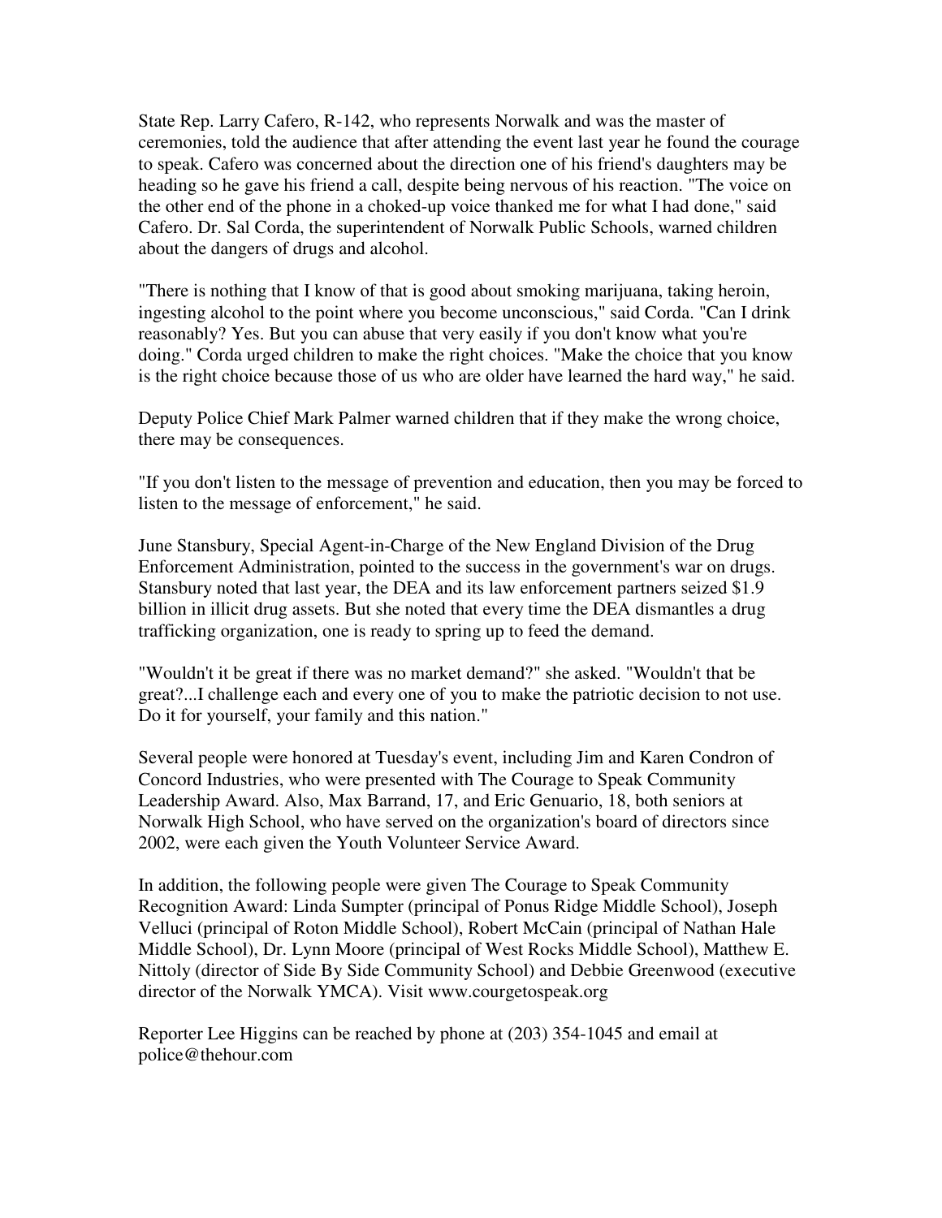State Rep. Larry Cafero, R-142, who represents Norwalk and was the master of ceremonies, told the audience that after attending the event last year he found the courage to speak. Cafero was concerned about the direction one of his friend's daughters may be heading so he gave his friend a call, despite being nervous of his reaction. "The voice on the other end of the phone in a choked-up voice thanked me for what I had done," said Cafero. Dr. Sal Corda, the superintendent of Norwalk Public Schools, warned children about the dangers of drugs and alcohol.

"There is nothing that I know of that is good about smoking marijuana, taking heroin, ingesting alcohol to the point where you become unconscious," said Corda. "Can I drink reasonably? Yes. But you can abuse that very easily if you don't know what you're doing." Corda urged children to make the right choices. "Make the choice that you know is the right choice because those of us who are older have learned the hard way," he said.

Deputy Police Chief Mark Palmer warned children that if they make the wrong choice, there may be consequences.

"If you don't listen to the message of prevention and education, then you may be forced to listen to the message of enforcement," he said.

June Stansbury, Special Agent-in-Charge of the New England Division of the Drug Enforcement Administration, pointed to the success in the government's war on drugs. Stansbury noted that last year, the DEA and its law enforcement partners seized $1.9 billion in illicit drug assets. But she noted that every time the DEA dismantles a drug trafficking organization, one is ready to spring up to feed the demand.

"Wouldn't it be great if there was no market demand?" she asked. "Wouldn't that be great?...I challenge each and every one of you to make the patriotic decision to not use. Do it for yourself, your family and this nation."

Several people were honored at Tuesday's event, including Jim and Karen Condron of Concord Industries, who were presented with The Courage to Speak Community Leadership Award. Also, Max Barrand, 17, and Eric Genuario, 18, both seniors at Norwalk High School, who have served on the organization's board of directors since 2002, were each given the Youth Volunteer Service Award.

In addition, the following people were given The Courage to Speak Community Recognition Award: Linda Sumpter (principal of Ponus Ridge Middle School), Joseph Velluci (principal of Roton Middle School), Robert McCain (principal of Nathan Hale Middle School), Dr. Lynn Moore (principal of West Rocks Middle School), Matthew E. Nittoly (director of Side By Side Community School) and Debbie Greenwood (executive director of the Norwalk YMCA). Visit www.courgetospeak.org

Reporter Lee Higgins can be reached by phone at (203) 354-1045 and email at police@thehour.com